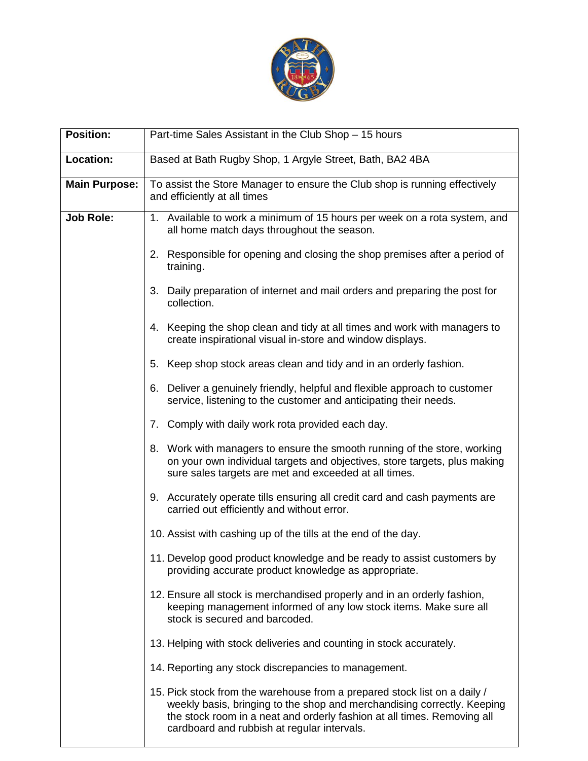| **Position:** | Part-time Sales Assistant in the Club Shop – 15 hours |
|---|---|
| **Location:** | Based at Bath Rugby Shop, 1 Argyle Street, Bath, BA2 4BA |
| **Main Purpose:** | To assist the Store Manager to ensure the Club shop is running effectively and efficiently at all times |
| **Job Role:** | 1. Available to work a minimum of 15 hours per week on a rota system, and all home match days throughout the season.<br><br>2. Responsible for opening and closing the shop premises after a period of training.<br><br>3. Daily preparation of internet and mail orders and preparing the post for collection.<br><br>4. Keeping the shop clean and tidy at all times and work with managers to create inspirational visual in-store and window displays.<br><br>5. Keep shop stock areas clean and tidy and in an orderly fashion.<br><br>6. Deliver a genuinely friendly, helpful and flexible approach to customer service, listening to the customer and anticipating their needs.<br><br>7. Comply with daily work rota provided each day.<br><br>8. Work with managers to ensure the smooth running of the store, working on your own individual targets and objectives, store targets, plus making sure sales targets are met and exceeded at all times.<br><br>9. Accurately operate tills ensuring all credit card and cash payments are carried out efficiently and without error.<br><br>10. Assist with cashing up of the tills at the end of the day.<br><br>11. Develop good product knowledge and be ready to assist customers by providing accurate product knowledge as appropriate.<br><br>12. Ensure all stock is merchandised properly and in an orderly fashion, keeping management informed of any low stock items. Make sure all stock is secured and barcoded.<br><br>13. Helping with stock deliveries and counting in stock accurately.<br><br>14. Reporting any stock discrepancies to management.<br><br>15. Pick stock from the warehouse from a prepared stock list on a daily / weekly basis, bringing to the shop and merchandising correctly. Keeping the stock room in a neat and orderly fashion at all times. Removing all cardboard and rubbish at regular intervals. |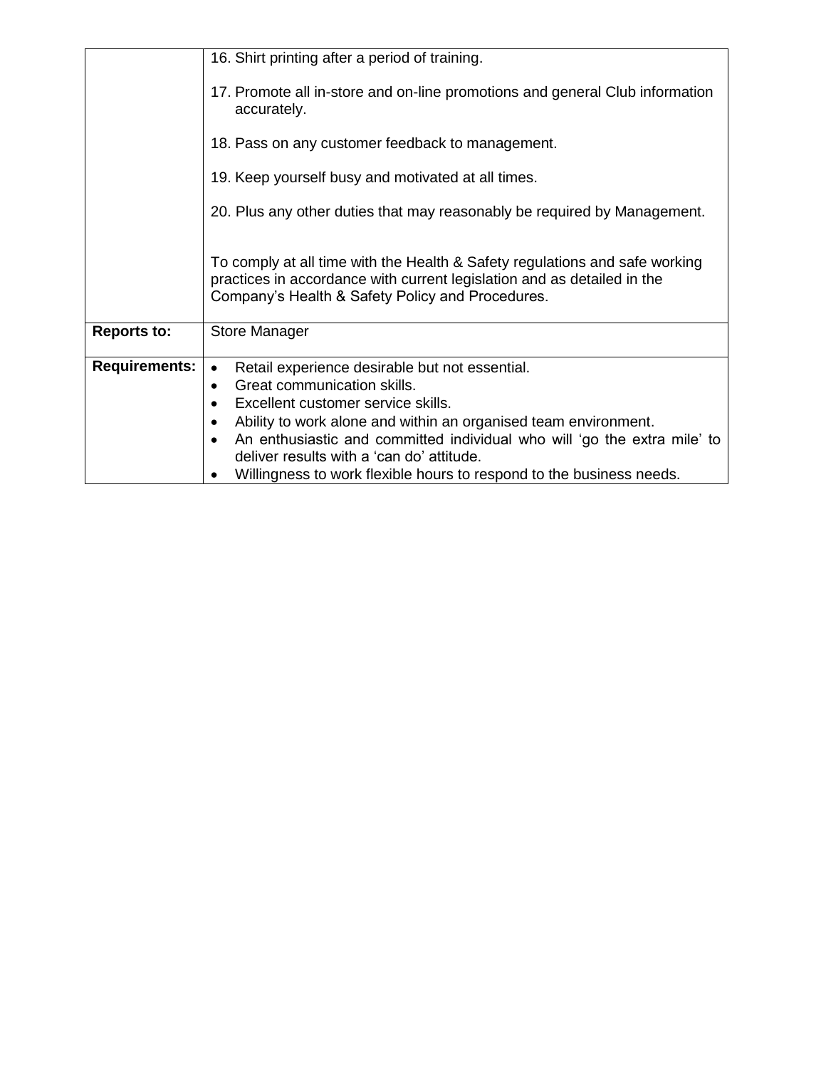| | |
|---|---|
| | 16. Shirt printing after a period of training.<br><br>17. Promote all in-store and on-line promotions and general Club information accurately.<br><br>18. Pass on any customer feedback to management.<br><br>19. Keep yourself busy and motivated at all times.<br><br>20. Plus any other duties that may reasonably be required by Management.<br><br>To comply at all time with the Health & Safety regulations and safe working practices in accordance with current legislation and as detailed in the Company's Health & Safety Policy and Procedures. |
| **Reports to:** | Store Manager |
| **Requirements:** | • Retail experience desirable but not essential.<br>• Great communication skills.<br>• Excellent customer service skills.<br>• Ability to work alone and within an organised team environment.<br>• An enthusiastic and committed individual who will 'go the extra mile' to deliver results with a 'can do' attitude.<br>• Willingness to work flexible hours to respond to the business needs. |